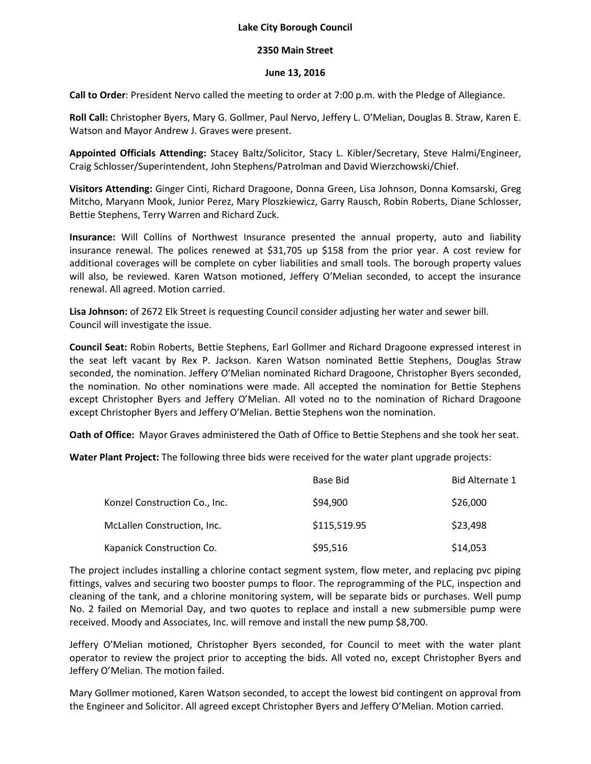**Lake City Borough Council**

**2350 Main Street**

**June 13, 2016**

**Call to Order**: President Nervo called the meeting to order at 7:00 p.m. with the Pledge of Allegiance.

**Roll Call:** Christopher Byers, Mary G. Gollmer, Paul Nervo, Jeffery L. O'Melian, Douglas B. Straw, Karen E. Watson and Mayor Andrew J. Graves were present.

**Appointed Officials Attending:** Stacey Baltz/Solicitor, Stacy L. Kibler/Secretary, Steve Halmi/Engineer, Craig Schlosser/Superintendent, John Stephens/Patrolman and David Wierzchowski/Chief.

**Visitors Attending:** Ginger Cinti, Richard Dragoone, Donna Green, Lisa Johnson, Donna Komsarski, Greg Mitcho, Maryann Mook, Junior Perez, Mary Ploszkiewicz, Garry Rausch, Robin Roberts, Diane Schlosser, Bettie Stephens, Terry Warren and Richard Zuck.

**Insurance:** Will Collins of Northwest Insurance presented the annual property, auto and liability insurance renewal. The polices renewed at $31,705 up $158 from the prior year. A cost review for additional coverages will be complete on cyber liabilities and small tools. The borough property values will also, be reviewed. Karen Watson motioned, Jeffery O'Melian seconded, to accept the insurance renewal. All agreed. Motion carried.

**Lisa Johnson:** of 2672 Elk Street is requesting Council consider adjusting her water and sewer bill. Council will investigate the issue.

**Council Seat:** Robin Roberts, Bettie Stephens, Earl Gollmer and Richard Dragoone expressed interest in the seat left vacant by Rex P. Jackson. Karen Watson nominated Bettie Stephens, Douglas Straw seconded, the nomination. Jeffery O'Melian nominated Richard Dragoone, Christopher Byers seconded, the nomination. No other nominations were made. All accepted the nomination for Bettie Stephens except Christopher Byers and Jeffery O'Melian. All voted no to the nomination of Richard Dragoone except Christopher Byers and Jeffery O'Melian. Bettie Stephens won the nomination.

**Oath of Office:** Mayor Graves administered the Oath of Office to Bettie Stephens and she took her seat.

**Water Plant Project:** The following three bids were received for the water plant upgrade projects:

| | Base Bid | Bid Alternate 1 |
|---|---|---|
| Konzel Construction Co., Inc. | $94,900 | $26,000 |
| McLallen Construction, Inc. | $115,519.95 | $23,498 |
| Kapanick Construction Co. | $95,516 | $14,053 |

The project includes installing a chlorine contact segment system, flow meter, and replacing pvc piping fittings, valves and securing two booster pumps to floor. The reprogramming of the PLC, inspection and cleaning of the tank, and a chlorine monitoring system, will be separate bids or purchases. Well pump No. 2 failed on Memorial Day, and two quotes to replace and install a new submersible pump were received. Moody and Associates, Inc. will remove and install the new pump $8,700.

Jeffery O'Melian motioned, Christopher Byers seconded, for Council to meet with the water plant operator to review the project prior to accepting the bids. All voted no, except Christopher Byers and Jeffery O'Melian. The motion failed.

Mary Gollmer motioned, Karen Watson seconded, to accept the lowest bid contingent on approval from the Engineer and Solicitor. All agreed except Christopher Byers and Jeffery O'Melian. Motion carried.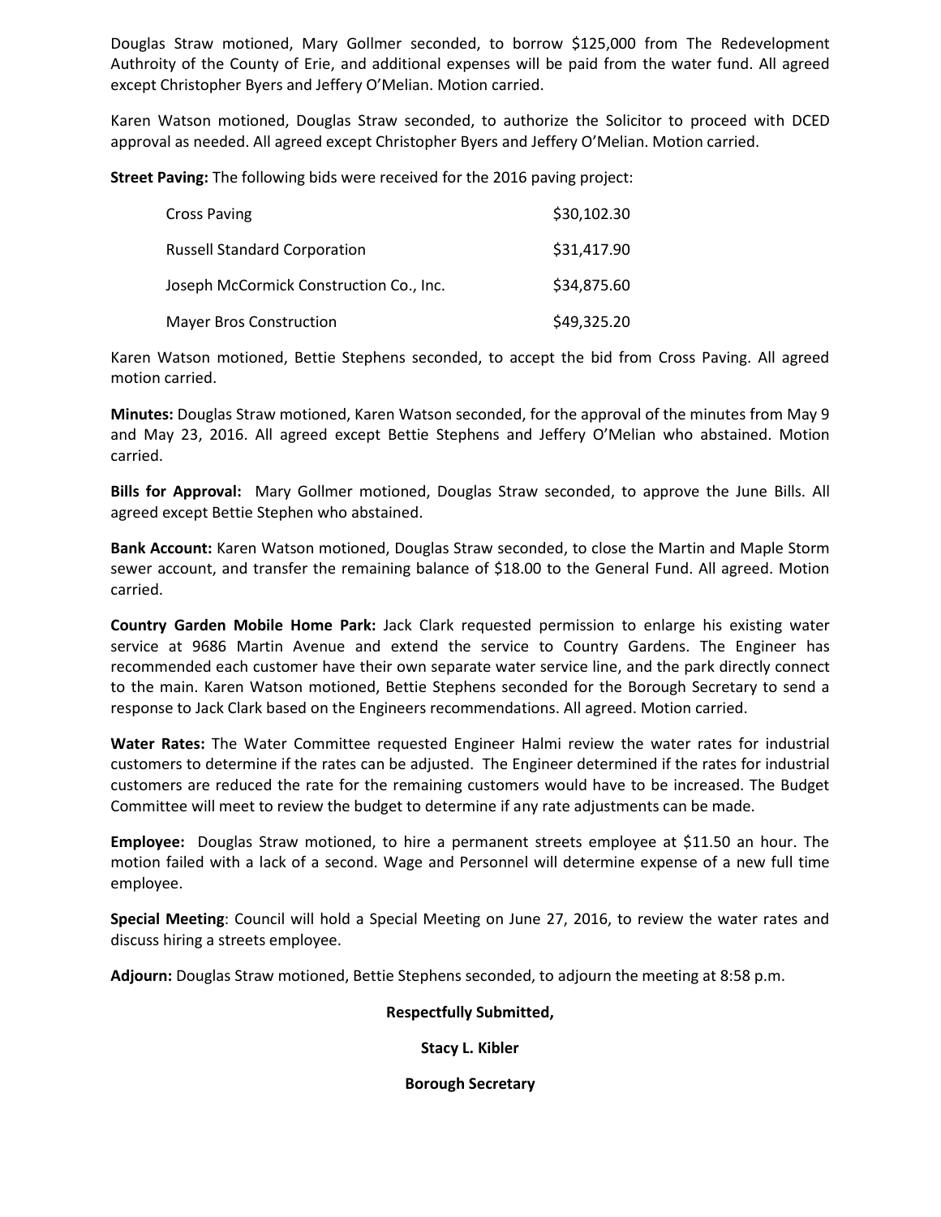Douglas Straw motioned, Mary Gollmer seconded, to borrow $125,000 from The Redevelopment Authroity of the County of Erie, and additional expenses will be paid from the water fund. All agreed except Christopher Byers and Jeffery O'Melian. Motion carried.

Karen Watson motioned, Douglas Straw seconded, to authorize the Solicitor to proceed with DCED approval as needed. All agreed except Christopher Byers and Jeffery O'Melian. Motion carried.

**Street Paving:** The following bids were received for the 2016 paving project:

| | |
|---|---|
| Cross Paving | $30,102.30 |
| Russell Standard Corporation | $31,417.90 |
| Joseph McCormick Construction Co., Inc. | $34,875.60 |
| Mayer Bros Construction | $49,325.20 |

Karen Watson motioned, Bettie Stephens seconded, to accept the bid from Cross Paving. All agreed motion carried.

**Minutes:** Douglas Straw motioned, Karen Watson seconded, for the approval of the minutes from May 9 and May 23, 2016. All agreed except Bettie Stephens and Jeffery O'Melian who abstained. Motion carried.

**Bills for Approval:** Mary Gollmer motioned, Douglas Straw seconded, to approve the June Bills. All agreed except Bettie Stephen who abstained.

**Bank Account:** Karen Watson motioned, Douglas Straw seconded, to close the Martin and Maple Storm sewer account, and transfer the remaining balance of $18.00 to the General Fund. All agreed. Motion carried.

**Country Garden Mobile Home Park:** Jack Clark requested permission to enlarge his existing water service at 9686 Martin Avenue and extend the service to Country Gardens. The Engineer has recommended each customer have their own separate water service line, and the park directly connect to the main. Karen Watson motioned, Bettie Stephens seconded for the Borough Secretary to send a response to Jack Clark based on the Engineers recommendations. All agreed. Motion carried.

**Water Rates:** The Water Committee requested Engineer Halmi review the water rates for industrial customers to determine if the rates can be adjusted. The Engineer determined if the rates for industrial customers are reduced the rate for the remaining customers would have to be increased. The Budget Committee will meet to review the budget to determine if any rate adjustments can be made.

**Employee:** Douglas Straw motioned, to hire a permanent streets employee at $11.50 an hour. The motion failed with a lack of a second. Wage and Personnel will determine expense of a new full time employee.

**Special Meeting**: Council will hold a Special Meeting on June 27, 2016, to review the water rates and discuss hiring a streets employee.

**Adjourn:** Douglas Straw motioned, Bettie Stephens seconded, to adjourn the meeting at 8:58 p.m.

**Respectfully Submitted,**

**Stacy L. Kibler**

**Borough Secretary**